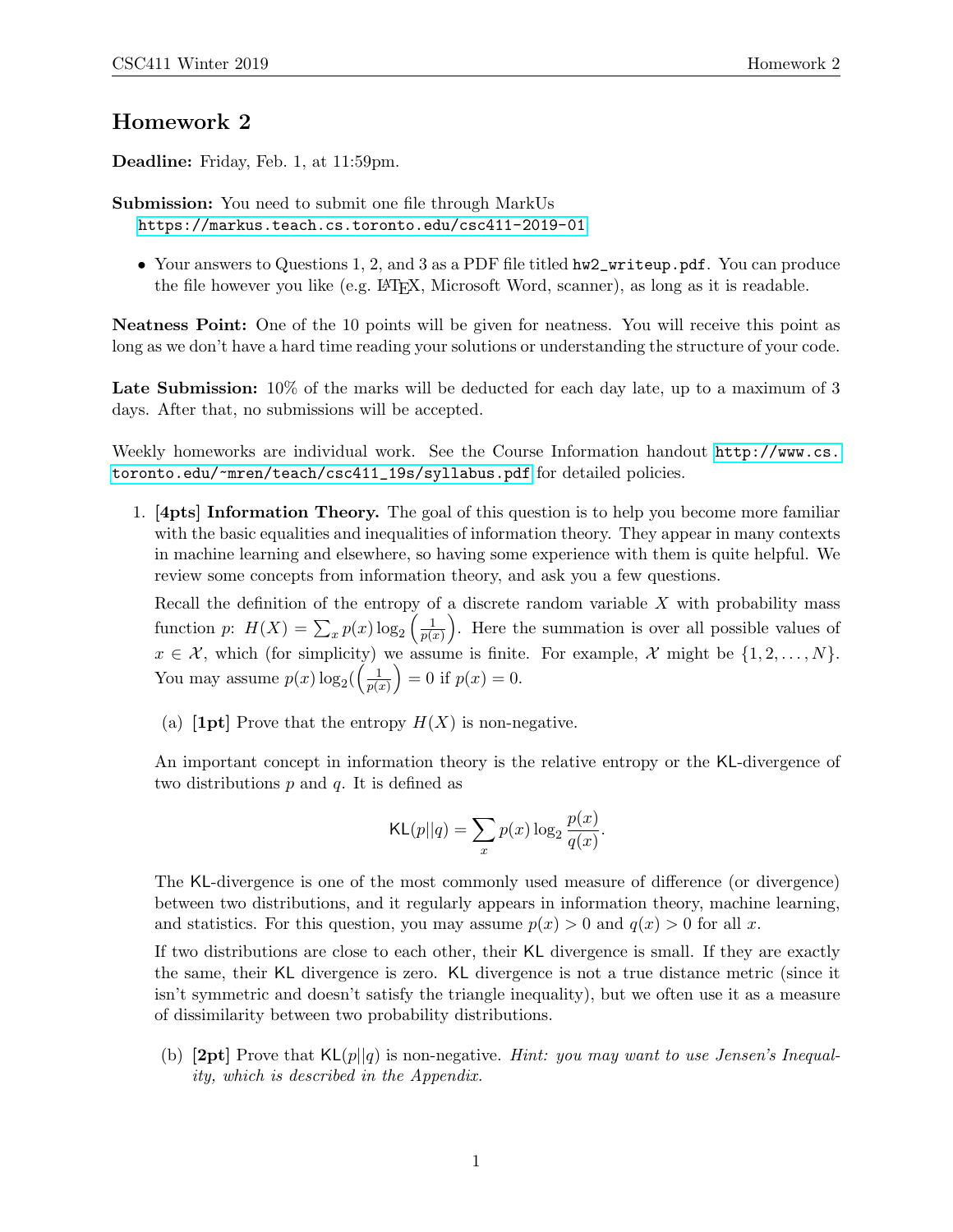# Homework 2

**Deadline:** Friday, Feb. 1, at 11:59pm.

**Submission:** You need to submit one file through MarkUs
https://markus.teach.cs.toronto.edu/csc411-2019-01

- Your answers to Questions 1, 2, and 3 as a PDF file titled `hw2_writeup.pdf`. You can produce the file however you like (e.g. LaTeX, Microsoft Word, scanner), as long as it is readable.

**Neatness Point:** One of the 10 points will be given for neatness. You will receive this point as long as we don't have a hard time reading your solutions or understanding the structure of your code.

**Late Submission:** 10% of the marks will be deducted for each day late, up to a maximum of 3 days. After that, no submissions will be accepted.

Weekly homeworks are individual work. See the Course Information handout http://www.cs.toronto.edu/~mren/teach/csc411_19s/syllabus.pdf for detailed policies.

1. **[4pts] Information Theory.** The goal of this question is to help you become more familiar with the basic equalities and inequalities of information theory. They appear in many contexts in machine learning and elsewhere, so having some experience with them is quite helpful. We review some concepts from information theory, and ask you a few questions.

   Recall the definition of the entropy of a discrete random variable $X$ with probability mass function $p$: $H(X) = \sum_x p(x) \log_2 \left(\frac{1}{p(x)}\right)$. Here the summation is over all possible values of $x \in \mathcal{X}$, which (for simplicity) we assume is finite. For example, $\mathcal{X}$ might be $\{1, 2, \ldots, N\}$. You may assume $p(x) \log_2 (\left(\frac{1}{p(x)}\right) = 0$ if $p(x) = 0$.

   (a) **[1pt]** Prove that the entropy $H(X)$ is non-negative.

   An important concept in information theory is the relative entropy or the KL-divergence of two distributions $p$ and $q$. It is defined as

   $$\mathsf{KL}(p||q) = \sum_x p(x) \log_2 \frac{p(x)}{q(x)}.$$

   The KL-divergence is one of the most commonly used measure of difference (or divergence) between two distributions, and it regularly appears in information theory, machine learning, and statistics. For this question, you may assume $p(x) > 0$ and $q(x) > 0$ for all $x$.

   If two distributions are close to each other, their KL divergence is small. If they are exactly the same, their KL divergence is zero. KL divergence is not a true distance metric (since it isn't symmetric and doesn't satisfy the triangle inequality), but we often use it as a measure of dissimilarity between two probability distributions.

   (b) **[2pt]** Prove that $\mathsf{KL}(p||q)$ is non-negative. *Hint: you may want to use Jensen's Inequality, which is described in the Appendix.*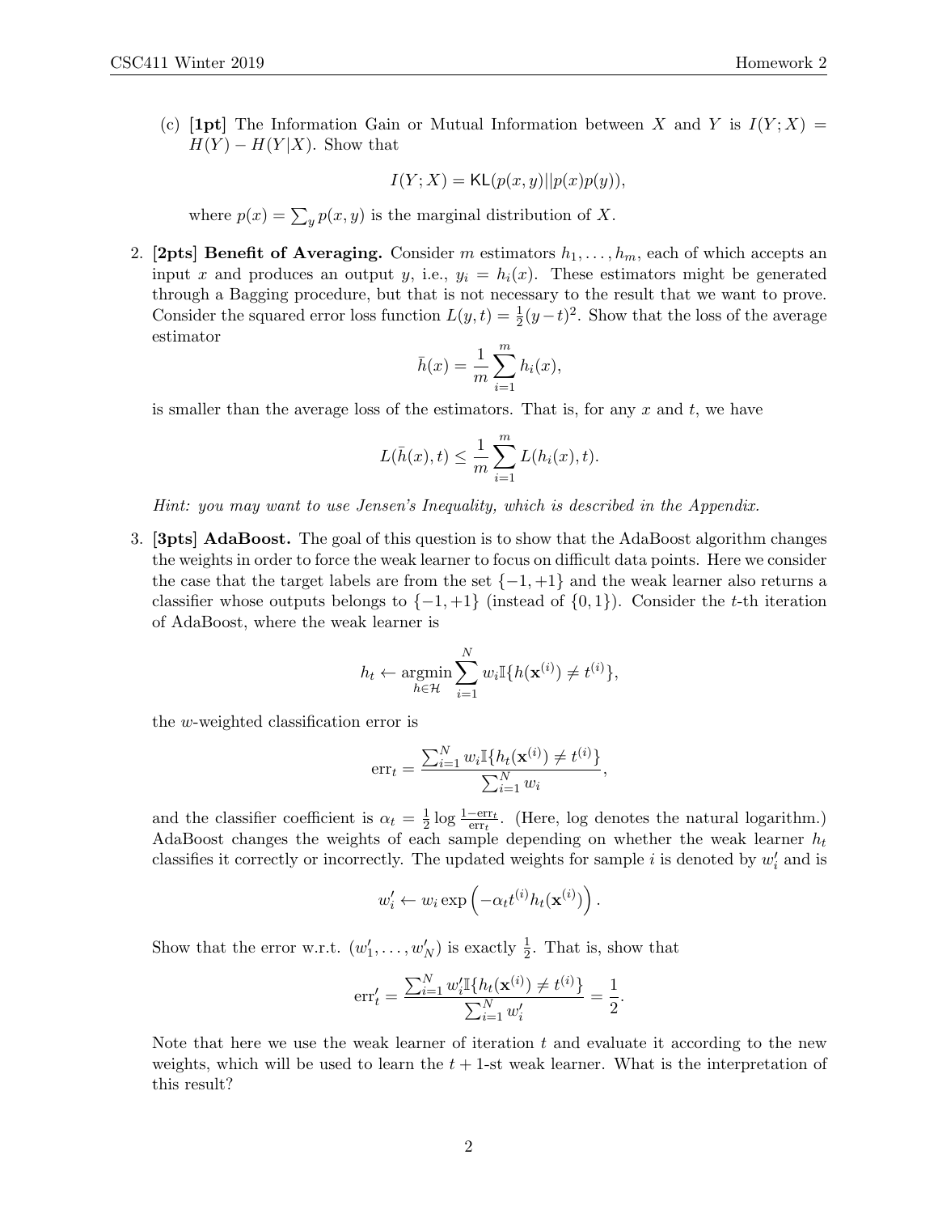(c) **[1pt]** The Information Gain or Mutual Information between $X$ and $Y$ is $I(Y;X) = H(Y) - H(Y|X)$. Show that

$$I(Y;X) = \mathsf{KL}(p(x,y)||p(x)p(y)),$$

where $p(x) = \sum_y p(x,y)$ is the marginal distribution of $X$.

2. **[2pts] Benefit of Averaging.** Consider $m$ estimators $h_1, \ldots, h_m$, each of which accepts an input $x$ and produces an output $y$, i.e., $y_i = h_i(x)$. These estimators might be generated through a Bagging procedure, but that is not necessary to the result that we want to prove. Consider the squared error loss function $L(y,t) = \frac{1}{2}(y-t)^2$. Show that the loss of the average estimator

$$\bar{h}(x) = \frac{1}{m}\sum_{i=1}^{m} h_i(x),$$

is smaller than the average loss of the estimators. That is, for any $x$ and $t$, we have

$$L(\bar{h}(x), t) \leq \frac{1}{m}\sum_{i=1}^{m} L(h_i(x), t).$$

*Hint: you may want to use Jensen's Inequality, which is described in the Appendix.*

3. **[3pts] AdaBoost.** The goal of this question is to show that the AdaBoost algorithm changes the weights in order to force the weak learner to focus on difficult data points. Here we consider the case that the target labels are from the set $\{-1, +1\}$ and the weak learner also returns a classifier whose outputs belongs to $\{-1, +1\}$ (instead of $\{0, 1\}$). Consider the $t$-th iteration of AdaBoost, where the weak learner is

$$h_t \leftarrow \underset{h \in \mathcal{H}}{\operatorname{argmin}} \sum_{i=1}^{N} w_i \mathbb{I}\{h(\mathbf{x}^{(i)}) \neq t^{(i)}\},$$

the $w$-weighted classification error is

$$\text{err}_t = \frac{\sum_{i=1}^{N} w_i \mathbb{I}\{h_t(\mathbf{x}^{(i)}) \neq t^{(i)}\}}{\sum_{i=1}^{N} w_i},$$

and the classifier coefficient is $\alpha_t = \frac{1}{2}\log\frac{1-\text{err}_t}{\text{err}_t}$. (Here, log denotes the natural logarithm.) AdaBoost changes the weights of each sample depending on whether the weak learner $h_t$ classifies it correctly or incorrectly. The updated weights for sample $i$ is denoted by $w_i'$ and is

$$w_i' \leftarrow w_i \exp\left(-\alpha_t t^{(i)} h_t(\mathbf{x}^{(i)})\right).$$

Show that the error w.r.t. $(w_1', \ldots, w_N')$ is exactly $\frac{1}{2}$. That is, show that

$$\text{err}_t' = \frac{\sum_{i=1}^{N} w_i' \mathbb{I}\{h_t(\mathbf{x}^{(i)}) \neq t^{(i)}\}}{\sum_{i=1}^{N} w_i'} = \frac{1}{2}.$$

Note that here we use the weak learner of iteration $t$ and evaluate it according to the new weights, which will be used to learn the $t+1$-st weak learner. What is the interpretation of this result?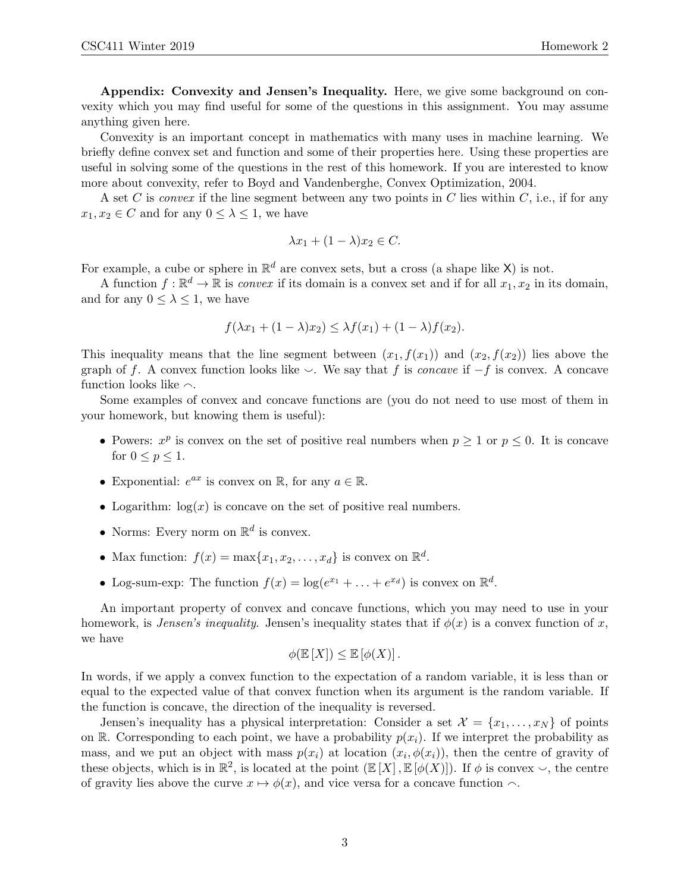**Appendix: Convexity and Jensen's Inequality.** Here, we give some background on convexity which you may find useful for some of the questions in this assignment. You may assume anything given here.

Convexity is an important concept in mathematics with many uses in machine learning. We briefly define convex set and function and some of their properties here. Using these properties are useful in solving some of the questions in the rest of this homework. If you are interested to know more about convexity, refer to Boyd and Vandenberghe, Convex Optimization, 2004.

A set $C$ is *convex* if the line segment between any two points in $C$ lies within $C$, i.e., if for any $x_1, x_2 \in C$ and for any $0 \le \lambda \le 1$, we have

$$\lambda x_1 + (1 - \lambda) x_2 \in C.$$

For example, a cube or sphere in $\mathbb{R}^d$ are convex sets, but a cross (a shape like X) is not.

A function $f : \mathbb{R}^d \to \mathbb{R}$ is *convex* if its domain is a convex set and if for all $x_1, x_2$ in its domain, and for any $0 \le \lambda \le 1$, we have

$$f(\lambda x_1 + (1 - \lambda) x_2) \le \lambda f(x_1) + (1 - \lambda) f(x_2).$$

This inequality means that the line segment between $(x_1, f(x_1))$ and $(x_2, f(x_2))$ lies above the graph of $f$. A convex function looks like $\smile$. We say that $f$ is *concave* if $-f$ is convex. A concave function looks like $\frown$.

Some examples of convex and concave functions are (you do not need to use most of them in your homework, but knowing them is useful):

- Powers: $x^p$ is convex on the set of positive real numbers when $p \ge 1$ or $p \le 0$. It is concave for $0 \le p \le 1$.
- Exponential: $e^{ax}$ is convex on $\mathbb{R}$, for any $a \in \mathbb{R}$.
- Logarithm: $\log(x)$ is concave on the set of positive real numbers.
- Norms: Every norm on $\mathbb{R}^d$ is convex.
- Max function: $f(x) = \max\{x_1, x_2, \ldots, x_d\}$ is convex on $\mathbb{R}^d$.
- Log-sum-exp: The function $f(x) = \log(e^{x_1} + \ldots + e^{x_d})$ is convex on $\mathbb{R}^d$.

An important property of convex and concave functions, which you may need to use in your homework, is *Jensen's inequality*. Jensen's inequality states that if $\phi(x)$ is a convex function of $x$, we have

$$\phi(\mathbb{E}[X]) \le \mathbb{E}[\phi(X)].$$

In words, if we apply a convex function to the expectation of a random variable, it is less than or equal to the expected value of that convex function when its argument is the random variable. If the function is concave, the direction of the inequality is reversed.

Jensen's inequality has a physical interpretation: Consider a set $\mathcal{X} = \{x_1, \ldots, x_N\}$ of points on $\mathbb{R}$. Corresponding to each point, we have a probability $p(x_i)$. If we interpret the probability as mass, and we put an object with mass $p(x_i)$ at location $(x_i, \phi(x_i))$, then the centre of gravity of these objects, which is in $\mathbb{R}^2$, is located at the point $(\mathbb{E}[X], \mathbb{E}[\phi(X)])$. If $\phi$ is convex $\smile$, the centre of gravity lies above the curve $x \mapsto \phi(x)$, and vice versa for a concave function $\frown$.